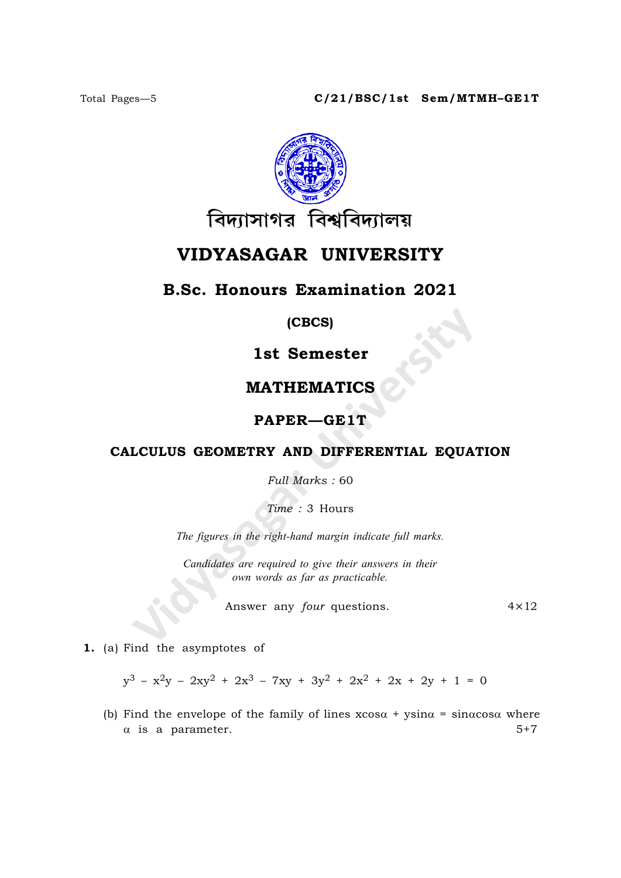Total Pages—5 **C/21/BSC/1st Sem/MTMH–GE1T**

বিদ্যাসাগর বিশ্ববিদ্যালয়

# VIDYASAGAR UNIVERSITY

## B.Sc. Honours Examination 2021

**(CBCS)**

## 1st Semester

## MATHEMATICS

## PAPER—GE1T

### CALCULUS GEOMETRY AND DIFFERENTIAL EQUATION

*Full Marks :* 60

*Time :* 3 Hours

*The figures in the right-hand margin indicate full marks.*

*Candidates are required to give their answers in their own words as far as practicable.*

Answer any *four* questions. 4×12

**1.** (a) Find the asymptotes of

$$y^3 - x^2y - 2xy^2 + 2x^3 - 7xy + 3y^2 + 2x^2 + 2x + 2y + 1 = 0$$

(b) Find the envelope of the family of lines $x\cos\alpha + y\sin\alpha = \sin\alpha\cos\alpha$ where $\alpha$ is a parameter. 5+7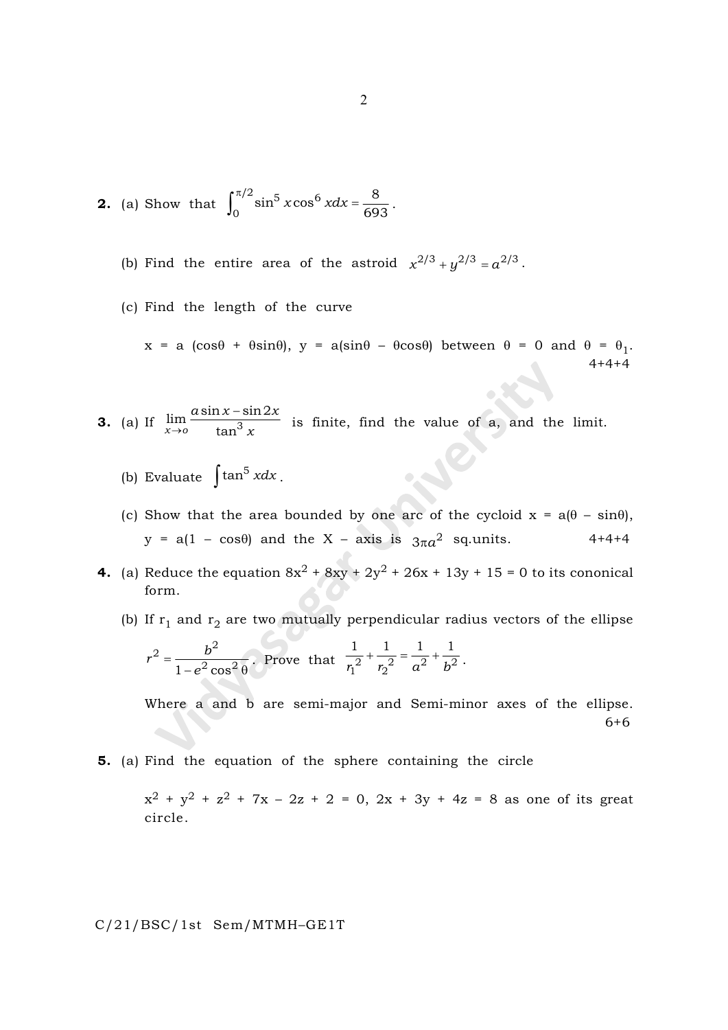**2.** (a) Show that $\int_0^{\pi/2} \sin^5 x \cos^6 x dx = \frac{8}{693}$.

(b) Find the entire area of the astroid $x^{2/3} + y^{2/3} = a^{2/3}$.

(c) Find the length of the curve

$x = a(\cos\theta + \theta\sin\theta)$, $y = a(\sin\theta - \theta\cos\theta)$ between $\theta = 0$ and $\theta = \theta_1$.

4+4+4

**3.** (a) If $\lim_{x \to o} \frac{a\sin x - \sin 2x}{\tan^3 x}$ is finite, find the value of a, and the limit.

(b) Evaluate $\int \tan^5 x dx$.

(c) Show that the area bounded by one arc of the cycloid $x = a(\theta - \sin\theta)$, $y = a(1 - \cos\theta)$ and the X – axis is $3\pi a^2$ sq.units.

4+4+4

**4.** (a) Reduce the equation $8x^2 + 8xy + 2y^2 + 26x + 13y + 15 = 0$ to its cononical form.

(b) If $r_1$ and $r_2$ are two mutually perpendicular radius vectors of the ellipse $r^2 = \frac{b^2}{1 - e^2\cos^2\theta}$. Prove that $\frac{1}{r_1^2} + \frac{1}{r_2^2} = \frac{1}{a^2} + \frac{1}{b^2}$.

Where a and b are semi-major and Semi-minor axes of the ellipse.

6+6

**5.** (a) Find the equation of the sphere containing the circle

$x^2 + y^2 + z^2 + 7x - 2z + 2 = 0$, $2x + 3y + 4z = 8$ as one of its great circle.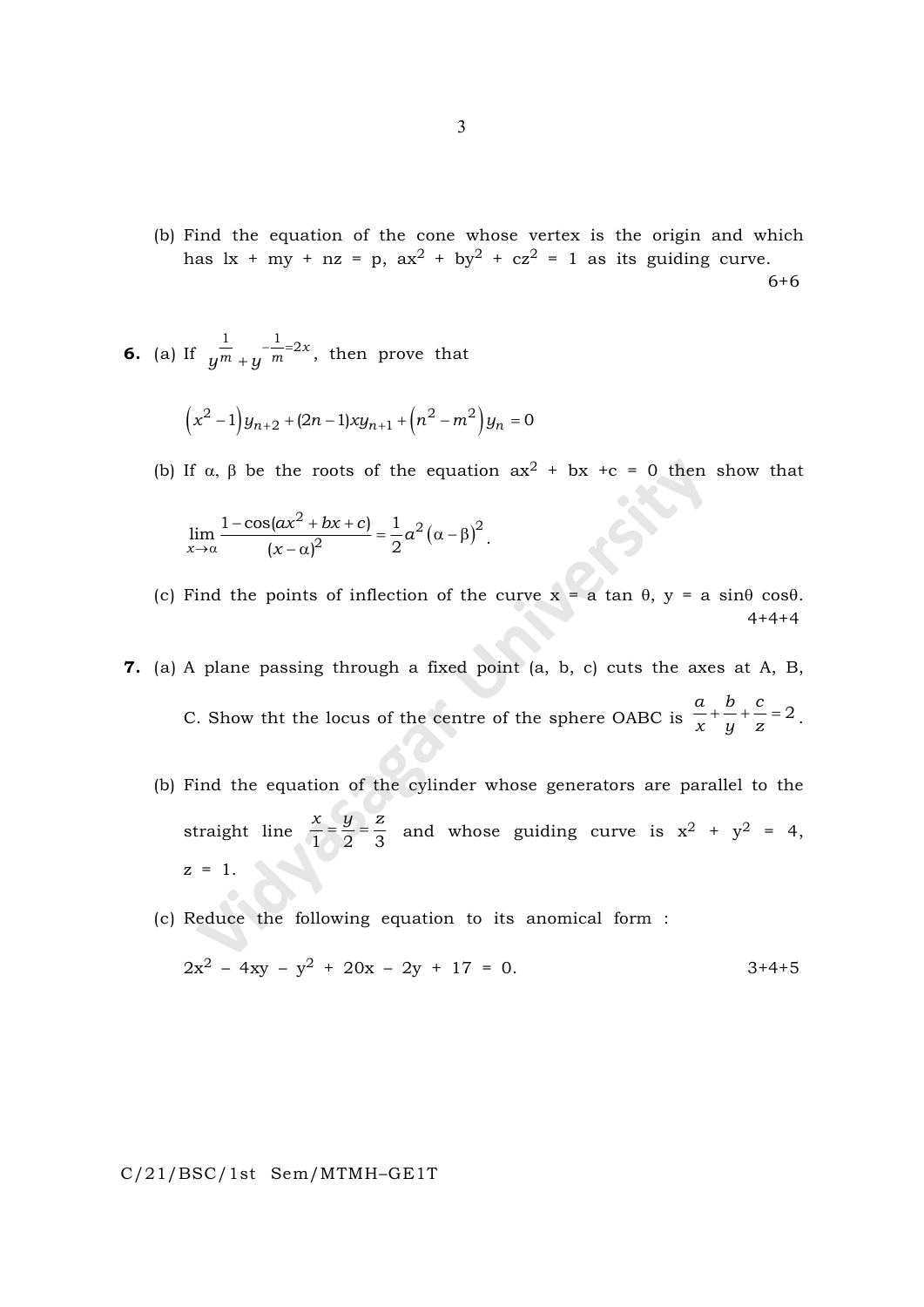(b) Find the equation of the cone whose vertex is the origin and which has lx + my + nz = p, $ax^2 + by^2 + cz^2 = 1$ as its guiding curve.

6+6

**6.** (a) If $y^{\frac{1}{m}} + y^{-\frac{1}{m}} = 2x$, then prove that

$$\left(x^2 - 1\right) y_{n+2} + (2n-1) x y_{n+1} + \left(n^2 - m^2\right) y_n = 0$$

(b) If α, β be the roots of the equation $ax^2 + bx + c = 0$ then show that

$$\lim_{x \to \alpha} \frac{1 - \cos(ax^2 + bx + c)}{(x - \alpha)^2} = \frac{1}{2} a^2 (\alpha - \beta)^2 .$$

(c) Find the points of inflection of the curve x = a tan θ, y = a sinθ cosθ.

4+4+4

**7.** (a) A plane passing through a fixed point (a, b, c) cuts the axes at A, B, C. Show tht the locus of the centre of the sphere OABC is $\frac{a}{x} + \frac{b}{y} + \frac{c}{z} = 2$.

(b) Find the equation of the cylinder whose generators are parallel to the straight line $\frac{x}{1} = \frac{y}{2} = \frac{z}{3}$ and whose guiding curve is $x^2 + y^2 = 4$, z = 1.

(c) Reduce the following equation to its anomical form :

$2x^2 - 4xy - y^2 + 20x - 2y + 17 = 0.$

3+4+5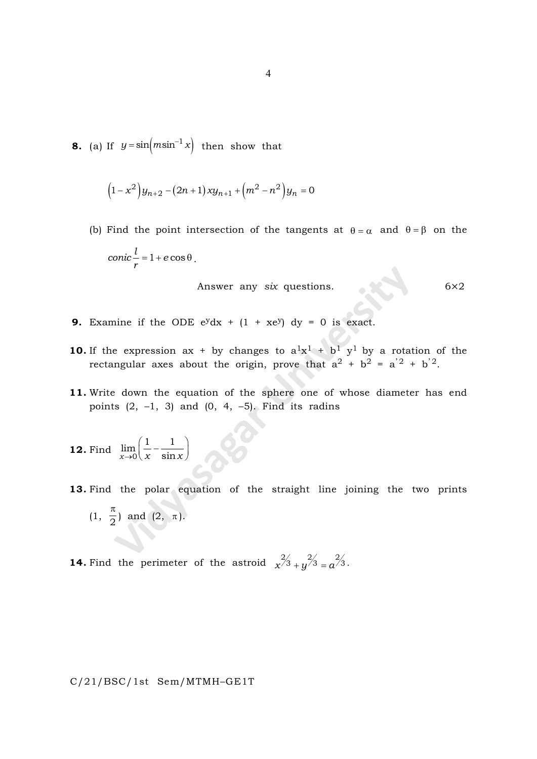**8.** (a) If $y = \sin\left(m\sin^{-1} x\right)$ then show that

$$\left(1-x^2\right)y_{n+2} - (2n+1)\,xy_{n+1} + \left(m^2-n^2\right)y_n = 0$$

(b) Find the point intersection of the tangents at $\theta = \alpha$ and $\theta = \beta$ on the $conic \dfrac{l}{r} = 1 + e\cos\theta$.

Answer any *six* questions. 6×2

**9.** Examine if the ODE $e^y dx + (1 + xe^y)\, dy = 0$ is exact.

**10.** If the expression $ax + by$ changes to $a^1x^1 + b^1\, y^1$ by a rotation of the rectangular axes about the origin, prove that $a^2 + b^2 = a'^2 + b'^2$.

**11.** Write down the equation of the sphere one of whose diameter has end points $(2, -1, 3)$ and $(0, 4, -5)$. Find its radins

**12.** Find $\displaystyle\lim_{x\to 0}\left(\frac{1}{x} - \frac{1}{\sin x}\right)$

**13.** Find the polar equation of the straight line joining the two prints $\left(1, \dfrac{\pi}{2}\right)$ and $(2, \pi)$.

**14.** Find the perimeter of the astroid $x^{2/3} + y^{2/3} = a^{2/3}$.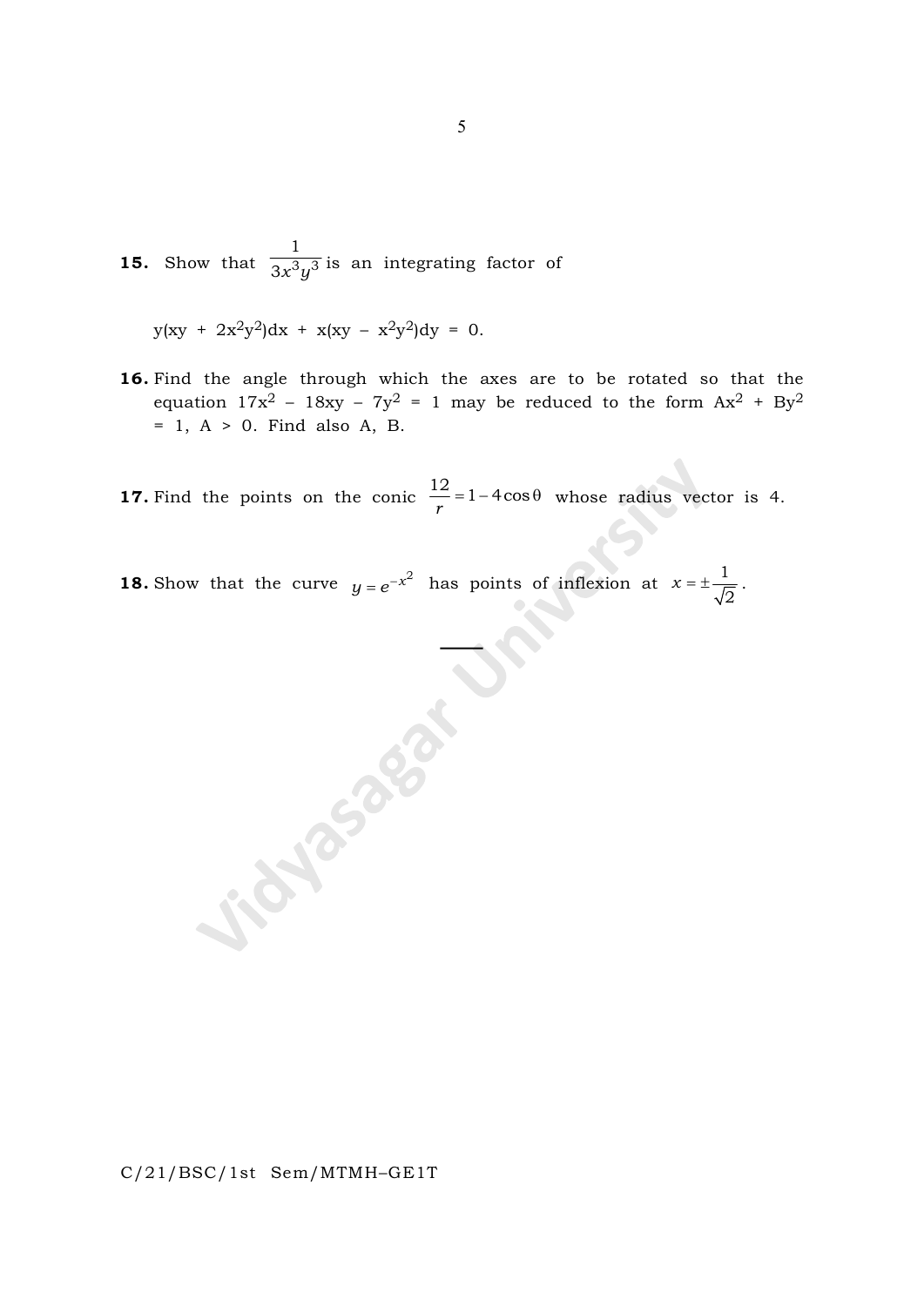**15.** Show that $\frac{1}{3x^3y^3}$ is an integrating factor of

$$y(xy + 2x^2y^2)dx + x(xy - x^2y^2)dy = 0.$$

**16.** Find the angle through which the axes are to be rotated so that the equation $17x^2 - 18xy - 7y^2 = 1$ may be reduced to the form $Ax^2 + By^2 = 1$, $A > 0$. Find also A, B.

**17.** Find the points on the conic $\frac{12}{r} = 1 - 4\cos\theta$ whose radius vector is 4.

**18.** Show that the curve $y = e^{-x^2}$ has points of inflexion at $x = \pm\frac{1}{\sqrt{2}}$.

---